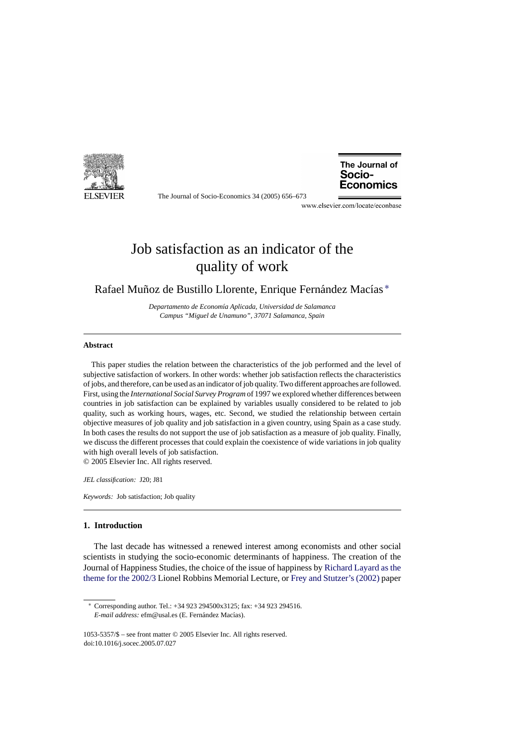# Job satisfaction as an indicator of the quality of work

Rafael Muñoz de Bustillo Llorente, Enrique Fernández Macías*

*Departamento de Economía Aplicada, Universidad de Salamanca*
*Campus "Miguel de Unamuno", 37071 Salamanca, Spain*

---

**Abstract**

This paper studies the relation between the characteristics of the job performed and the level of subjective satisfaction of workers. In other words: whether job satisfaction reflects the characteristics of jobs, and therefore, can be used as an indicator of job quality. Two different approaches are followed. First, using the *International Social Survey Program* of 1997 we explored whether differences between countries in job satisfaction can be explained by variables usually considered to be related to job quality, such as working hours, wages, etc. Second, we studied the relationship between certain objective measures of job quality and job satisfaction in a given country, using Spain as a case study. In both cases the results do not support the use of job satisfaction as a measure of job quality. Finally, we discuss the different processes that could explain the coexistence of wide variations in job quality with high overall levels of job satisfaction.
© 2005 Elsevier Inc. All rights reserved.

*JEL classification:* J20; J81

*Keywords:* Job satisfaction; Job quality

---

## 1. Introduction

The last decade has witnessed a renewed interest among economists and other social scientists in studying the socio-economic determinants of happiness. The creation of the Journal of Happiness Studies, the choice of the issue of happiness by Richard Layard as the theme for the 2002/3 Lionel Robbins Memorial Lecture, or Frey and Stutzer's (2002) paper

---

* Corresponding author. Tel.: +34 923 294500x3125; fax: +34 923 294516.
*E-mail address:* efm@usal.es (E. Fernández Macías).

1053-5357/$ – see front matter © 2005 Elsevier Inc. All rights reserved.
doi:10.1016/j.socec.2005.07.027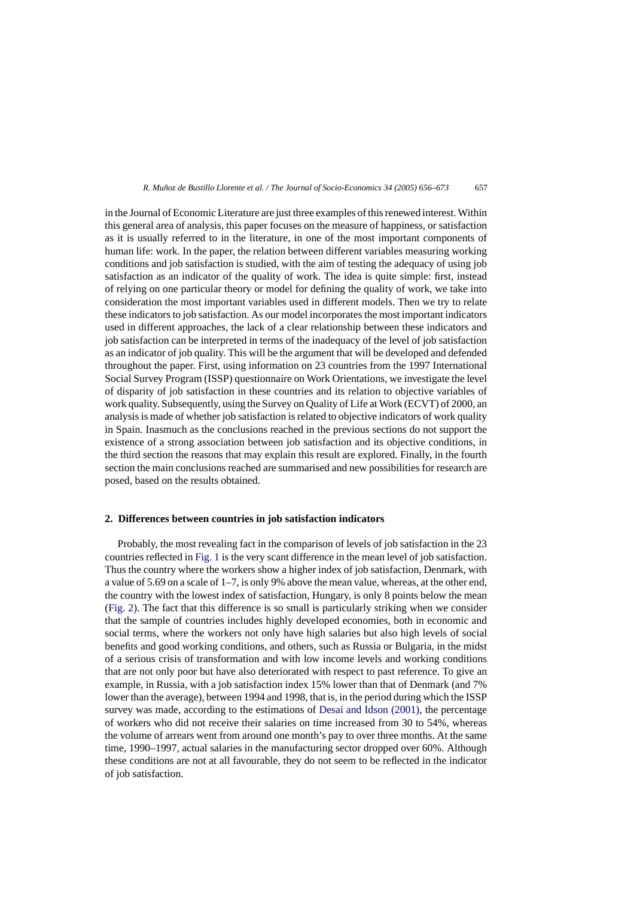in the Journal of Economic Literature are just three examples of this renewed interest. Within this general area of analysis, this paper focuses on the measure of happiness, or satisfaction as it is usually referred to in the literature, in one of the most important components of human life: work. In the paper, the relation between different variables measuring working conditions and job satisfaction is studied, with the aim of testing the adequacy of using job satisfaction as an indicator of the quality of work. The idea is quite simple: first, instead of relying on one particular theory or model for defining the quality of work, we take into consideration the most important variables used in different models. Then we try to relate these indicators to job satisfaction. As our model incorporates the most important indicators used in different approaches, the lack of a clear relationship between these indicators and job satisfaction can be interpreted in terms of the inadequacy of the level of job satisfaction as an indicator of job quality. This will be the argument that will be developed and defended throughout the paper. First, using information on 23 countries from the 1997 International Social Survey Program (ISSP) questionnaire on Work Orientations, we investigate the level of disparity of job satisfaction in these countries and its relation to objective variables of work quality. Subsequently, using the Survey on Quality of Life at Work (ECVT) of 2000, an analysis is made of whether job satisfaction is related to objective indicators of work quality in Spain. Inasmuch as the conclusions reached in the previous sections do not support the existence of a strong association between job satisfaction and its objective conditions, in the third section the reasons that may explain this result are explored. Finally, in the fourth section the main conclusions reached are summarised and new possibilities for research are posed, based on the results obtained.

## 2. Differences between countries in job satisfaction indicators

Probably, the most revealing fact in the comparison of levels of job satisfaction in the 23 countries reflected in Fig. 1 is the very scant difference in the mean level of job satisfaction. Thus the country where the workers show a higher index of job satisfaction, Denmark, with a value of 5.69 on a scale of 1–7, is only 9% above the mean value, whereas, at the other end, the country with the lowest index of satisfaction, Hungary, is only 8 points below the mean (Fig. 2). The fact that this difference is so small is particularly striking when we consider that the sample of countries includes highly developed economies, both in economic and social terms, where the workers not only have high salaries but also high levels of social benefits and good working conditions, and others, such as Russia or Bulgaria, in the midst of a serious crisis of transformation and with low income levels and working conditions that are not only poor but have also deteriorated with respect to past reference. To give an example, in Russia, with a job satisfaction index 15% lower than that of Denmark (and 7% lower than the average), between 1994 and 1998, that is, in the period during which the ISSP survey was made, according to the estimations of Desai and Idson (2001), the percentage of workers who did not receive their salaries on time increased from 30 to 54%, whereas the volume of arrears went from around one month's pay to over three months. At the same time, 1990–1997, actual salaries in the manufacturing sector dropped over 60%. Although these conditions are not at all favourable, they do not seem to be reflected in the indicator of job satisfaction.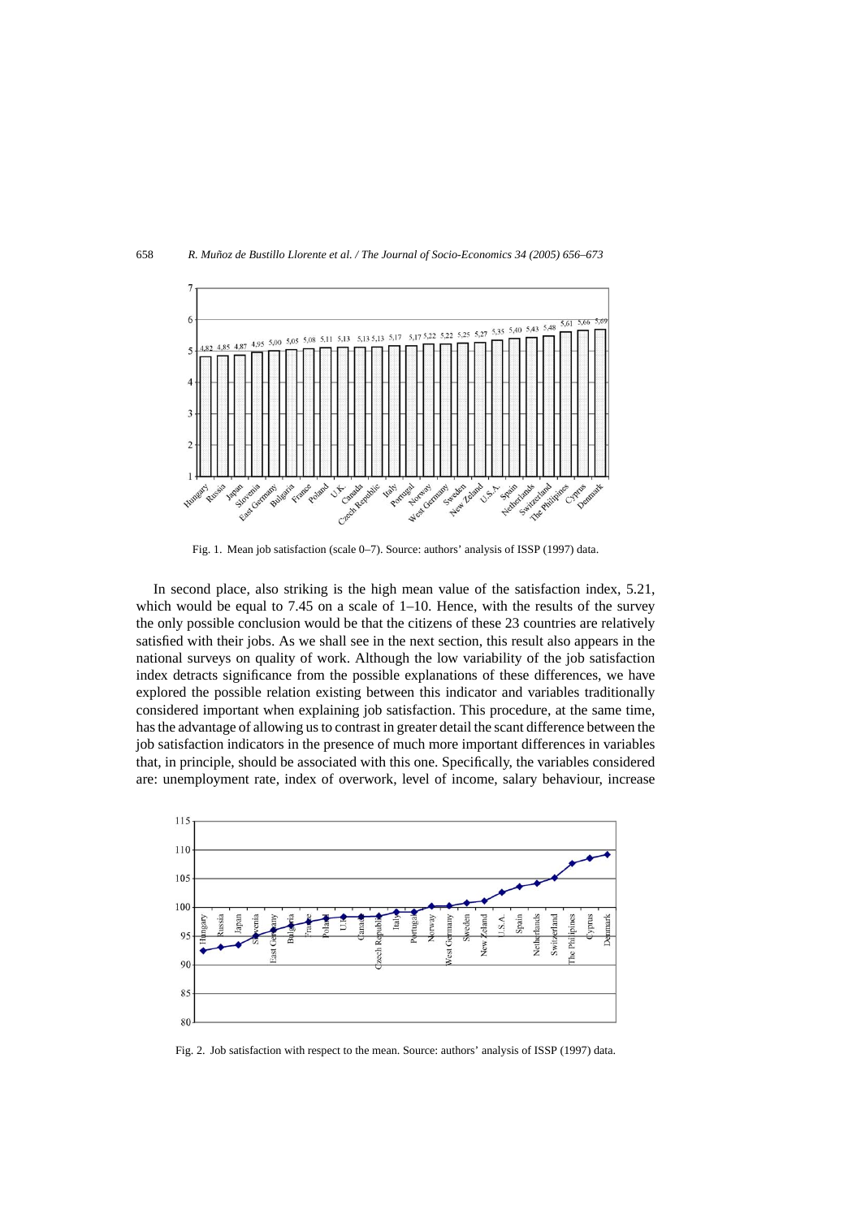7

6

5

4

3

2

1

4,82 4,85 4,87 4,95 5,00 5,05 5,08 5,11 5,13 5,13 5,13 5,17 5,17 5,22 5,22 5,25 5,27 5,35 5,40 5,43 5,48 5,61 5,66 5,69

Hungary Russia Japan Slovenia East Germany Bulgaria France Poland U.K. Canada Czech Republic Italy Portugal Norway West Germany Sweden New Zeland U.S.A. Spain Netherlands Switzerland The Philippines Cyprus Denmark

Fig. 1. Mean job satisfaction (scale 0–7). Source: authors' analysis of ISSP (1997) data.

In second place, also striking is the high mean value of the satisfaction index, 5.21, which would be equal to 7.45 on a scale of 1–10. Hence, with the results of the survey the only possible conclusion would be that the citizens of these 23 countries are relatively satisfied with their jobs. As we shall see in the next section, this result also appears in the national surveys on quality of work. Although the low variability of the job satisfaction index detracts significance from the possible explanations of these differences, we have explored the possible relation existing between this indicator and variables traditionally considered important when explaining job satisfaction. This procedure, at the same time, has the advantage of allowing us to contrast in greater detail the scant difference between the job satisfaction indicators in the presence of much more important differences in variables that, in principle, should be associated with this one. Specifically, the variables considered are: unemployment rate, index of overwork, level of income, salary behaviour, increase

115

110

105

100

95

90

85

80

Hungary Russia Japan Slovenia East Germany Bulgaria France Poland U.K. Canada Czech Republic Italy Portugal Norway West Germany Sweden New Zeland U.S.A. Spain Netherlands Switzerland The Philippines Cyprus Denmark

Fig. 2. Job satisfaction with respect to the mean. Source: authors' analysis of ISSP (1997) data.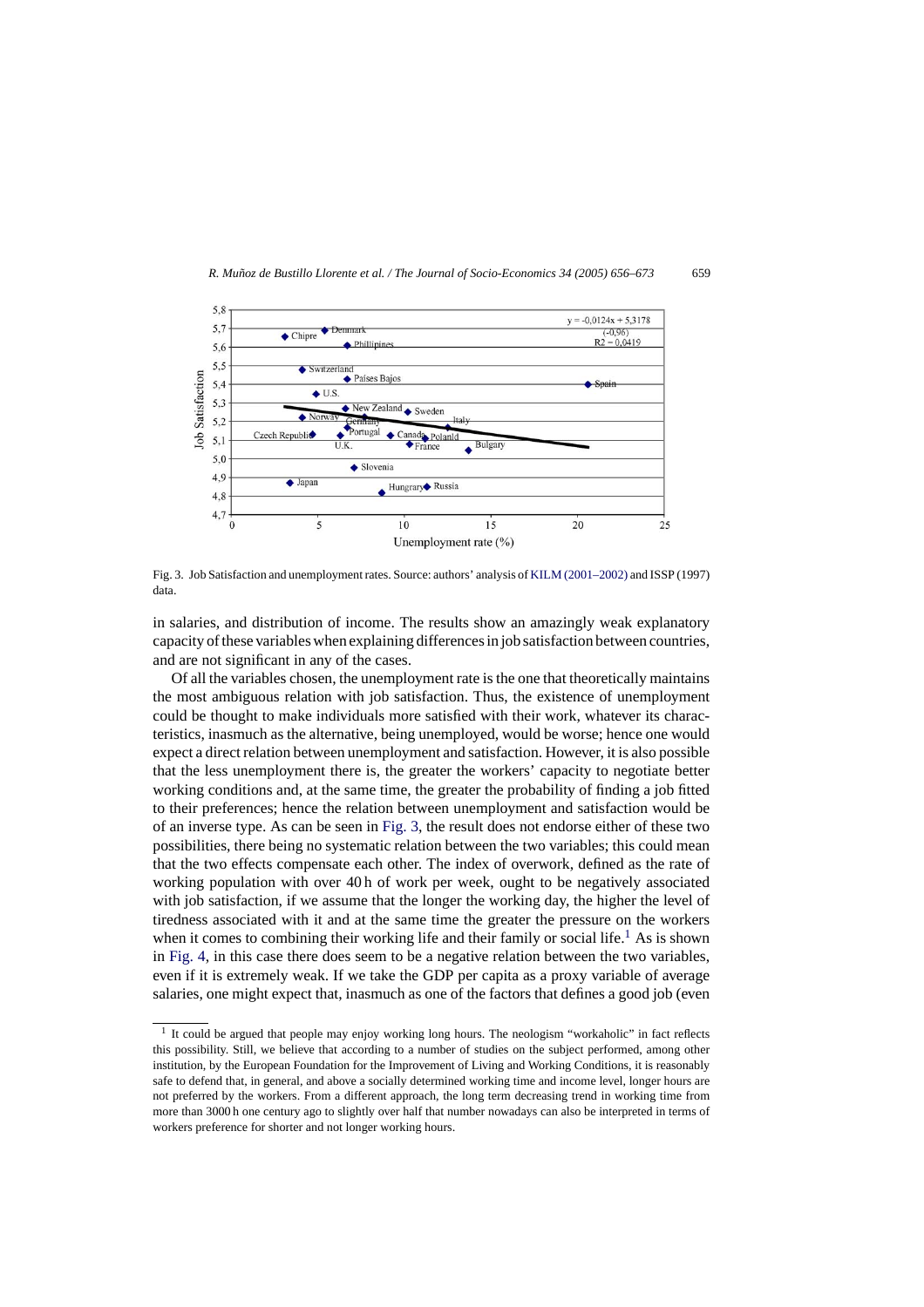y = -0,0124x + 5,3178
(-0,96)
R2 = 0,0419

Job Satisfaction

Unemployment rate (%)

5,8
5,7
5,6
5,5
5,4
5,3
5,2
5,1
5,0
4,9
4,8
4,7

0
5
10
15
20
25

Chipre, Denmark, Phillipines, Switzerland, Países Bajos, Spain, U.S., New Zealand, Sweden, Norway, Germany, Italy, Portugal, Czech Republic, U.K., Canada, Poland, France, Bulgary, Slovenia, Japan, Hungary, Russia

Fig. 3. Job Satisfaction and unemployment rates. Source: authors' analysis of KILM (2001–2002) and ISSP (1997) data.

in salaries, and distribution of income. The results show an amazingly weak explanatory capacity of these variables when explaining differences in job satisfaction between countries, and are not significant in any of the cases.

Of all the variables chosen, the unemployment rate is the one that theoretically maintains the most ambiguous relation with job satisfaction. Thus, the existence of unemployment could be thought to make individuals more satisfied with their work, whatever its characteristics, inasmuch as the alternative, being unemployed, would be worse; hence one would expect a direct relation between unemployment and satisfaction. However, it is also possible that the less unemployment there is, the greater the workers' capacity to negotiate better working conditions and, at the same time, the greater the probability of finding a job fitted to their preferences; hence the relation between unemployment and satisfaction would be of an inverse type. As can be seen in Fig. 3, the result does not endorse either of these two possibilities, there being no systematic relation between the two variables; this could mean that the two effects compensate each other. The index of overwork, defined as the rate of working population with over 40 h of work per week, ought to be negatively associated with job satisfaction, if we assume that the longer the working day, the higher the level of tiredness associated with it and at the same time the greater the pressure on the workers when it comes to combining their working life and their family or social life.[1] As is shown in Fig. 4, in this case there does seem to be a negative relation between the two variables, even if it is extremely weak. If we take the GDP per capita as a proxy variable of average salaries, one might expect that, inasmuch as one of the factors that defines a good job (even

[1] It could be argued that people may enjoy working long hours. The neologism "workaholic" in fact reflects this possibility. Still, we believe that according to a number of studies on the subject performed, among other institution, by the European Foundation for the Improvement of Living and Working Conditions, it is reasonably safe to defend that, in general, and above a socially determined working time and income level, longer hours are not preferred by the workers. From a different approach, the long term decreasing trend in working time from more than 3000 h one century ago to slightly over half that number nowadays can also be interpreted in terms of workers preference for shorter and not longer working hours.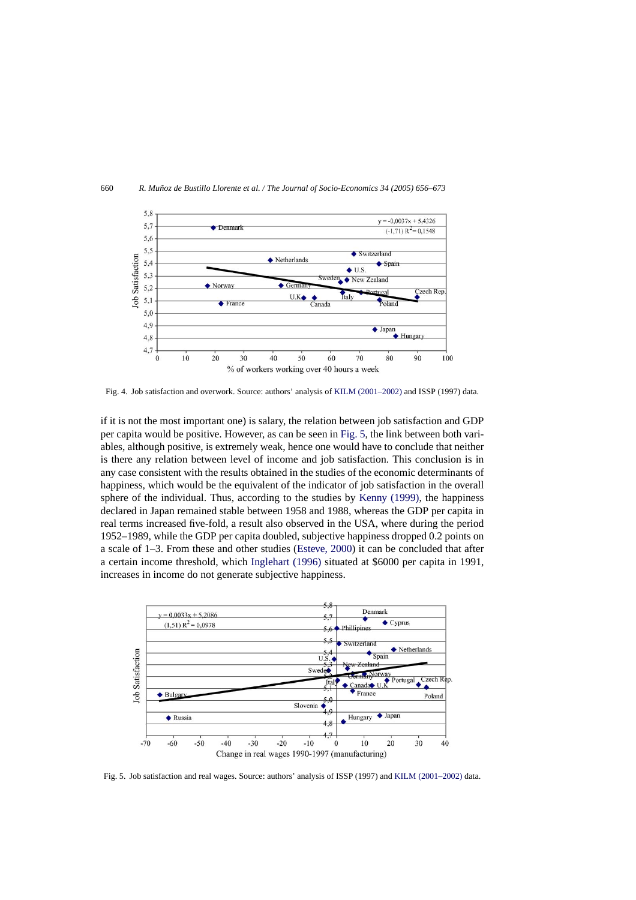5,8
5,7
5,6
5,5
5,4
5,3
5,2
5,1
5,0
4,9
4,8
4,7

Job Satisfaction

y = -0,0037x + 5,4326
(-1,71) $R^2$ = 0,1548

Denmark
Netherlands
Switzerland
Spain
U.S.
Sweden
New Zealand
Norway
Germany
Czech Rep.
Portugal
Italy
U.K.
Canada
Poland
France
Japan
Hungary

0 10 20 30 40 50 60 70 80 90 100

% of workers working over 40 hours a week

Fig. 4. Job satisfaction and overwork. Source: authors' analysis of KILM (2001–2002) and ISSP (1997) data.

if it is not the most important one) is salary, the relation between job satisfaction and GDP per capita would be positive. However, as can be seen in Fig. 5, the link between both variables, although positive, is extremely weak, hence one would have to conclude that neither is there any relation between level of income and job satisfaction. This conclusion is in any case consistent with the results obtained in the studies of the economic determinants of happiness, which would be the equivalent of the indicator of job satisfaction in the overall sphere of the individual. Thus, according to the studies by Kenny (1999), the happiness declared in Japan remained stable between 1958 and 1988, whereas the GDP per capita in real terms increased five-fold, a result also observed in the USA, where during the period 1952–1989, while the GDP per capita doubled, subjective happiness dropped 0.2 points on a scale of 1–3. From these and other studies (Esteve, 2000) it can be concluded that after a certain income threshold, which Inglehart (1996) situated at $6000 per capita in 1991, increases in income do not generate subjective happiness.

y = 0,0033x + 5,2086
(1,51) $R^2$ = 0,0978

5,8
5,7
5,6
5,5
5,4
5,3
5,2
5,1
5,0
4,9
4,8
4,7

Job Satisfaction

Denmark
Cyprus
Phillipines
Switzerland
Netherlands
Spain
U.S.
New Zealand
Sweden
Germany
Norway
Italy
Portugal
Czech Rep.
Canada
U.K.
Bulgary
France
Poland
Slovenia
Russia
Hungary
Japan

-70 -60 -50 -40 -30 -20 -10 0 10 20 30 40

Change in real wages 1990-1997 (manufacturing)

Fig. 5. Job satisfaction and real wages. Source: authors' analysis of ISSP (1997) and KILM (2001–2002) data.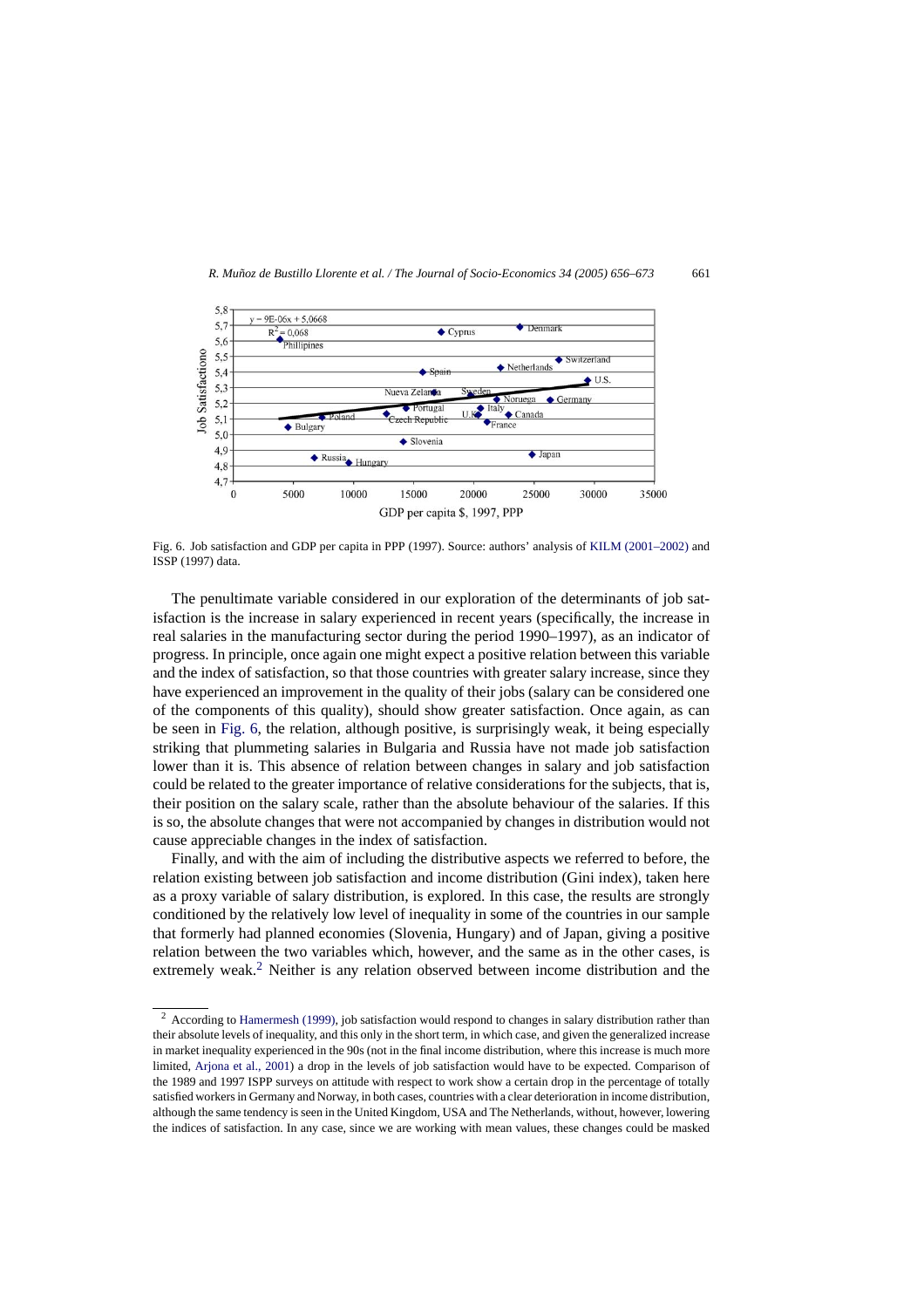y = 9E-06x + 5,0668

$R^2$ = 0,068

Job Satisfactiono

GDP per capita $, 1997, PPP

5,8
5,7
5,6
5,5
5,4
5,3
5,2
5,1
5,0
4,9
4,8
4,7

0 5000 10000 15000 20000 25000 30000 35000

Phillipines, Cyprus, Denmark, Switzerland, Netherlands, Spain, U.S., Nueva Zelanda, Sweden, Noruega, Germany, Portugal, Italy, Poland, Czech Republic, U.K., Canada, France, Bulgaria, Slovenia, Japan, Russia, Hungary

Fig. 6. Job satisfaction and GDP per capita in PPP (1997). Source: authors' analysis of KILM (2001–2002) and ISSP (1997) data.

The penultimate variable considered in our exploration of the determinants of job satisfaction is the increase in salary experienced in recent years (specifically, the increase in real salaries in the manufacturing sector during the period 1990–1997), as an indicator of progress. In principle, once again one might expect a positive relation between this variable and the index of satisfaction, so that those countries with greater salary increase, since they have experienced an improvement in the quality of their jobs (salary can be considered one of the components of this quality), should show greater satisfaction. Once again, as can be seen in Fig. 6, the relation, although positive, is surprisingly weak, it being especially striking that plummeting salaries in Bulgaria and Russia have not made job satisfaction lower than it is. This absence of relation between changes in salary and job satisfaction could be related to the greater importance of relative considerations for the subjects, that is, their position on the salary scale, rather than the absolute behaviour of the salaries. If this is so, the absolute changes that were not accompanied by changes in distribution would not cause appreciable changes in the index of satisfaction.

Finally, and with the aim of including the distributive aspects we referred to before, the relation existing between job satisfaction and income distribution (Gini index), taken here as a proxy variable of salary distribution, is explored. In this case, the results are strongly conditioned by the relatively low level of inequality in some of the countries in our sample that formerly had planned economies (Slovenia, Hungary) and of Japan, giving a positive relation between the two variables which, however, and the same as in the other cases, is extremely weak.[2] Neither is any relation observed between income distribution and the

[2] According to Hamermesh (1999), job satisfaction would respond to changes in salary distribution rather than their absolute levels of inequality, and this only in the short term, in which case, and given the generalized increase in market inequality experienced in the 90s (not in the final income distribution, where this increase is much more limited, Arjona et al., 2001) a drop in the levels of job satisfaction would have to be expected. Comparison of the 1989 and 1997 ISPP surveys on attitude with respect to work show a certain drop in the percentage of totally satisfied workers in Germany and Norway, in both cases, countries with a clear deterioration in income distribution, although the same tendency is seen in the United Kingdom, USA and The Netherlands, without, however, lowering the indices of satisfaction. In any case, since we are working with mean values, these changes could be masked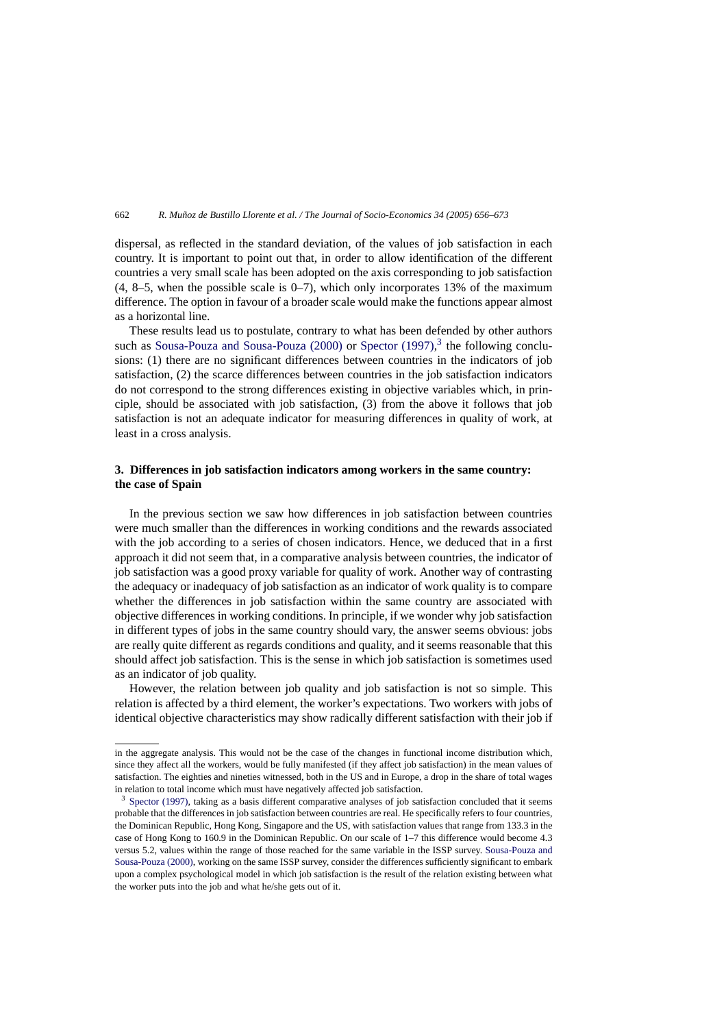dispersal, as reflected in the standard deviation, of the values of job satisfaction in each country. It is important to point out that, in order to allow identification of the different countries a very small scale has been adopted on the axis corresponding to job satisfaction (4, 8–5, when the possible scale is 0–7), which only incorporates 13% of the maximum difference. The option in favour of a broader scale would make the functions appear almost as a horizontal line.

These results lead us to postulate, contrary to what has been defended by other authors such as Sousa-Pouza and Sousa-Pouza (2000) or Spector (1997),[3] the following conclusions: (1) there are no significant differences between countries in the indicators of job satisfaction, (2) the scarce differences between countries in the job satisfaction indicators do not correspond to the strong differences existing in objective variables which, in principle, should be associated with job satisfaction, (3) from the above it follows that job satisfaction is not an adequate indicator for measuring differences in quality of work, at least in a cross analysis.

## 3. Differences in job satisfaction indicators among workers in the same country: the case of Spain

In the previous section we saw how differences in job satisfaction between countries were much smaller than the differences in working conditions and the rewards associated with the job according to a series of chosen indicators. Hence, we deduced that in a first approach it did not seem that, in a comparative analysis between countries, the indicator of job satisfaction was a good proxy variable for quality of work. Another way of contrasting the adequacy or inadequacy of job satisfaction as an indicator of work quality is to compare whether the differences in job satisfaction within the same country are associated with objective differences in working conditions. In principle, if we wonder why job satisfaction in different types of jobs in the same country should vary, the answer seems obvious: jobs are really quite different as regards conditions and quality, and it seems reasonable that this should affect job satisfaction. This is the sense in which job satisfaction is sometimes used as an indicator of job quality.

However, the relation between job quality and job satisfaction is not so simple. This relation is affected by a third element, the worker's expectations. Two workers with jobs of identical objective characteristics may show radically different satisfaction with their job if

---

in the aggregate analysis. This would not be the case of the changes in functional income distribution which, since they affect all the workers, would be fully manifested (if they affect job satisfaction) in the mean values of satisfaction. The eighties and nineties witnessed, both in the US and in Europe, a drop in the share of total wages in relation to total income which must have negatively affected job satisfaction.

[3] Spector (1997), taking as a basis different comparative analyses of job satisfaction concluded that it seems probable that the differences in job satisfaction between countries are real. He specifically refers to four countries, the Dominican Republic, Hong Kong, Singapore and the US, with satisfaction values that range from 133.3 in the case of Hong Kong to 160.9 in the Dominican Republic. On our scale of 1–7 this difference would become 4.3 versus 5.2, values within the range of those reached for the same variable in the ISSP survey. Sousa-Pouza and Sousa-Pouza (2000), working on the same ISSP survey, consider the differences sufficiently significant to embark upon a complex psychological model in which job satisfaction is the result of the relation existing between what the worker puts into the job and what he/she gets out of it.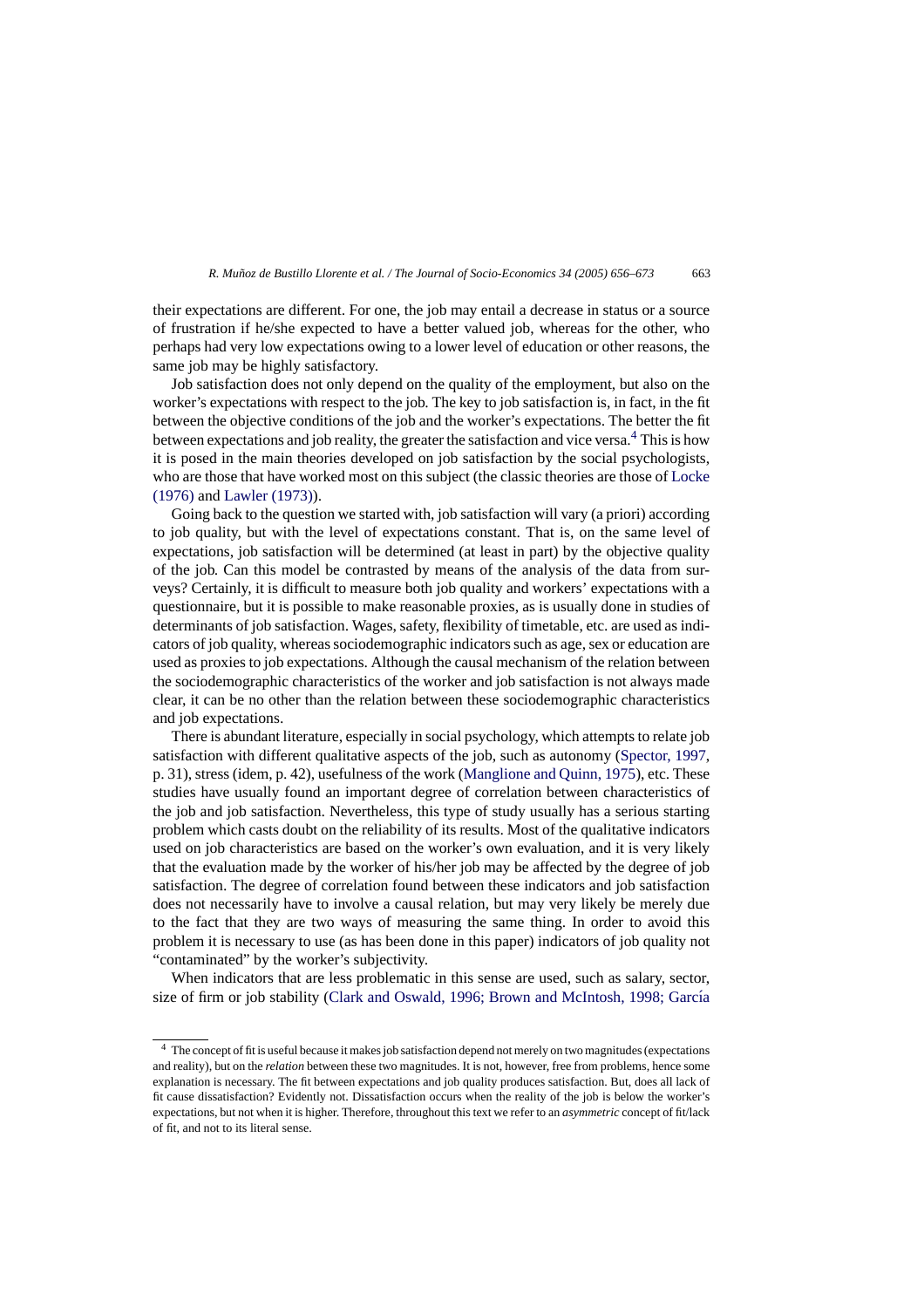their expectations are different. For one, the job may entail a decrease in status or a source of frustration if he/she expected to have a better valued job, whereas for the other, who perhaps had very low expectations owing to a lower level of education or other reasons, the same job may be highly satisfactory.

Job satisfaction does not only depend on the quality of the employment, but also on the worker's expectations with respect to the job. The key to job satisfaction is, in fact, in the fit between the objective conditions of the job and the worker's expectations. The better the fit between expectations and job reality, the greater the satisfaction and vice versa.[4] This is how it is posed in the main theories developed on job satisfaction by the social psychologists, who are those that have worked most on this subject (the classic theories are those of Locke (1976) and Lawler (1973)).

Going back to the question we started with, job satisfaction will vary (a priori) according to job quality, but with the level of expectations constant. That is, on the same level of expectations, job satisfaction will be determined (at least in part) by the objective quality of the job. Can this model be contrasted by means of the analysis of the data from surveys? Certainly, it is difficult to measure both job quality and workers' expectations with a questionnaire, but it is possible to make reasonable proxies, as is usually done in studies of determinants of job satisfaction. Wages, safety, flexibility of timetable, etc. are used as indicators of job quality, whereas sociodemographic indicators such as age, sex or education are used as proxies to job expectations. Although the causal mechanism of the relation between the sociodemographic characteristics of the worker and job satisfaction is not always made clear, it can be no other than the relation between these sociodemographic characteristics and job expectations.

There is abundant literature, especially in social psychology, which attempts to relate job satisfaction with different qualitative aspects of the job, such as autonomy (Spector, 1997, p. 31), stress (idem, p. 42), usefulness of the work (Manglione and Quinn, 1975), etc. These studies have usually found an important degree of correlation between characteristics of the job and job satisfaction. Nevertheless, this type of study usually has a serious starting problem which casts doubt on the reliability of its results. Most of the qualitative indicators used on job characteristics are based on the worker's own evaluation, and it is very likely that the evaluation made by the worker of his/her job may be affected by the degree of job satisfaction. The degree of correlation found between these indicators and job satisfaction does not necessarily have to involve a causal relation, but may very likely be merely due to the fact that they are two ways of measuring the same thing. In order to avoid this problem it is necessary to use (as has been done in this paper) indicators of job quality not "contaminated" by the worker's subjectivity.

When indicators that are less problematic in this sense are used, such as salary, sector, size of firm or job stability (Clark and Oswald, 1996; Brown and McIntosh, 1998; García

[4] The concept of fit is useful because it makes job satisfaction depend not merely on two magnitudes (expectations and reality), but on the *relation* between these two magnitudes. It is not, however, free from problems, hence some explanation is necessary. The fit between expectations and job quality produces satisfaction. But, does all lack of fit cause dissatisfaction? Evidently not. Dissatisfaction occurs when the reality of the job is below the worker's expectations, but not when it is higher. Therefore, throughout this text we refer to an *asymmetric* concept of fit/lack of fit, and not to its literal sense.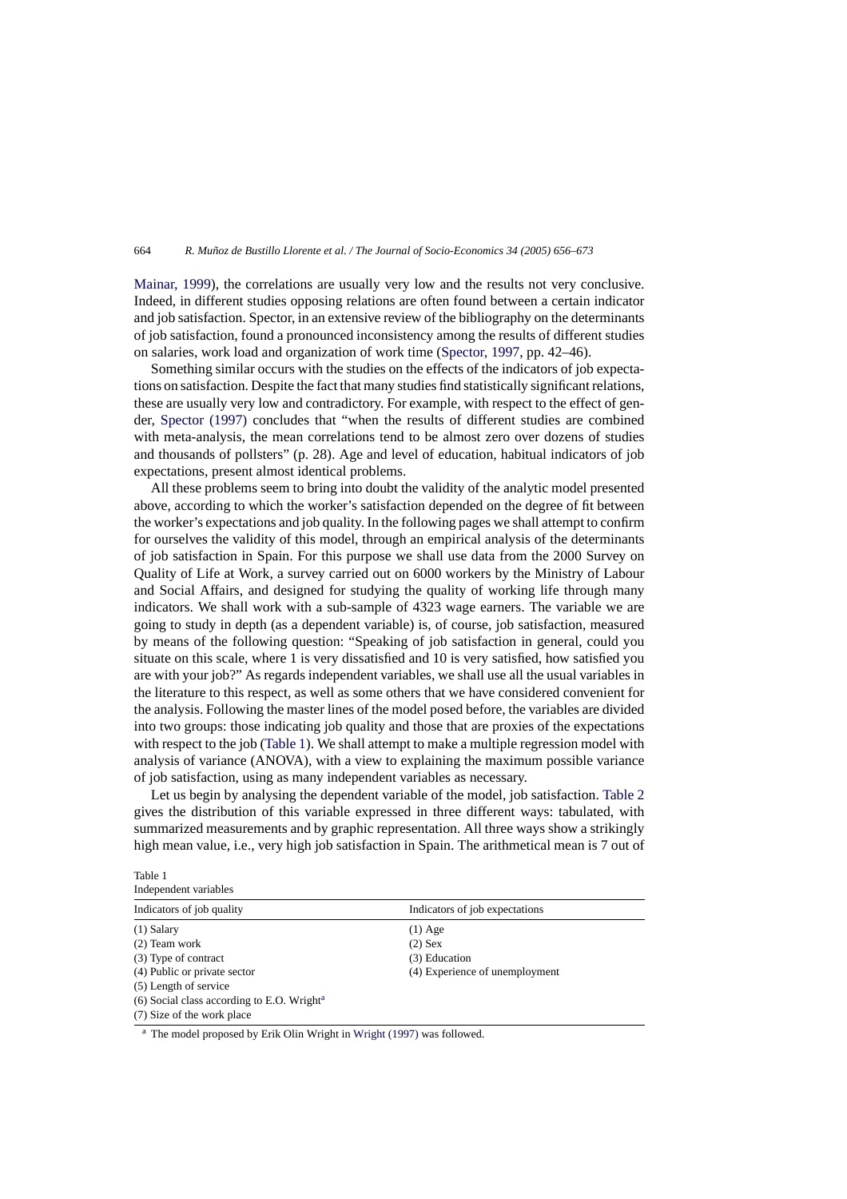Mainar, 1999), the correlations are usually very low and the results not very conclusive. Indeed, in different studies opposing relations are often found between a certain indicator and job satisfaction. Spector, in an extensive review of the bibliography on the determinants of job satisfaction, found a pronounced inconsistency among the results of different studies on salaries, work load and organization of work time (Spector, 1997, pp. 42–46).

Something similar occurs with the studies on the effects of the indicators of job expectations on satisfaction. Despite the fact that many studies find statistically significant relations, these are usually very low and contradictory. For example, with respect to the effect of gender, Spector (1997) concludes that "when the results of different studies are combined with meta-analysis, the mean correlations tend to be almost zero over dozens of studies and thousands of pollsters" (p. 28). Age and level of education, habitual indicators of job expectations, present almost identical problems.

All these problems seem to bring into doubt the validity of the analytic model presented above, according to which the worker's satisfaction depended on the degree of fit between the worker's expectations and job quality. In the following pages we shall attempt to confirm for ourselves the validity of this model, through an empirical analysis of the determinants of job satisfaction in Spain. For this purpose we shall use data from the 2000 Survey on Quality of Life at Work, a survey carried out on 6000 workers by the Ministry of Labour and Social Affairs, and designed for studying the quality of working life through many indicators. We shall work with a sub-sample of 4323 wage earners. The variable we are going to study in depth (as a dependent variable) is, of course, job satisfaction, measured by means of the following question: "Speaking of job satisfaction in general, could you situate on this scale, where 1 is very dissatisfied and 10 is very satisfied, how satisfied you are with your job?" As regards independent variables, we shall use all the usual variables in the literature to this respect, as well as some others that we have considered convenient for the analysis. Following the master lines of the model posed before, the variables are divided into two groups: those indicating job quality and those that are proxies of the expectations with respect to the job (Table 1). We shall attempt to make a multiple regression model with analysis of variance (ANOVA), with a view to explaining the maximum possible variance of job satisfaction, using as many independent variables as necessary.

Let us begin by analysing the dependent variable of the model, job satisfaction. Table 2 gives the distribution of this variable expressed in three different ways: tabulated, with summarized measurements and by graphic representation. All three ways show a strikingly high mean value, i.e., very high job satisfaction in Spain. The arithmetical mean is 7 out of

Table 1
Independent variables

| Indicators of job quality | Indicators of job expectations |
|---|---|
| (1) Salary | (1) Age |
| (2) Team work | (2) Sex |
| (3) Type of contract | (3) Education |
| (4) Public or private sector | (4) Experience of unemployment |
| (5) Length of service | |
| (6) Social class according to E.O. Wright[a] | |
| (7) Size of the work place | |

[a] The model proposed by Erik Olin Wright in Wright (1997) was followed.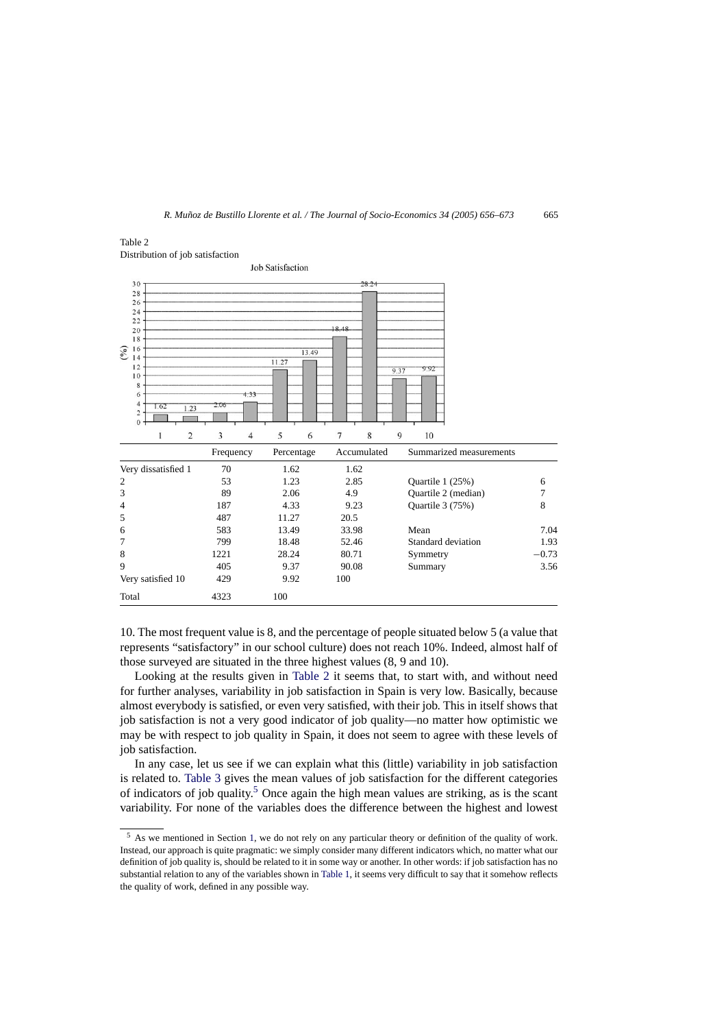Table 2
Distribution of job satisfaction

Job Satisfaction

(%)

30
28
26
24
22
20
18
16
14
12
10
8
6
4
2
0

1.62 1.23 2.06 4.33 11.27 13.49 18.48 28.24 9.37 9.92

1 2 3 4 5 6 7 8 9 10

| | Frequency | Percentage | Accumulated | Summarized measurements | |
|---|---|---|---|---|---|
| Very dissatisfied 1 | 70 | 1.62 | 1.62 | | |
| 2 | 53 | 1.23 | 2.85 | Quartile 1 (25%) | 6 |
| 3 | 89 | 2.06 | 4.9 | Quartile 2 (median) | 7 |
| 4 | 187 | 4.33 | 9.23 | Quartile 3 (75%) | 8 |
| 5 | 487 | 11.27 | 20.5 | | |
| 6 | 583 | 13.49 | 33.98 | Mean | 7.04 |
| 7 | 799 | 18.48 | 52.46 | Standard deviation | 1.93 |
| 8 | 1221 | 28.24 | 80.71 | Symmetry | −0.73 |
| 9 | 405 | 9.37 | 90.08 | Summary | 3.56 |
| Very satisfied 10 | 429 | 9.92 | 100 | | |
| Total | 4323 | 100 | | | |

10. The most frequent value is 8, and the percentage of people situated below 5 (a value that represents "satisfactory" in our school culture) does not reach 10%. Indeed, almost half of those surveyed are situated in the three highest values (8, 9 and 10).

Looking at the results given in Table 2 it seems that, to start with, and without need for further analyses, variability in job satisfaction in Spain is very low. Basically, because almost everybody is satisfied, or even very satisfied, with their job. This in itself shows that job satisfaction is not a very good indicator of job quality—no matter how optimistic we may be with respect to job quality in Spain, it does not seem to agree with these levels of job satisfaction.

In any case, let us see if we can explain what this (little) variability in job satisfaction is related to. Table 3 gives the mean values of job satisfaction for the different categories of indicators of job quality.[5] Once again the high mean values are striking, as is the scant variability. For none of the variables does the difference between the highest and lowest

[5] As we mentioned in Section 1, we do not rely on any particular theory or definition of the quality of work. Instead, our approach is quite pragmatic: we simply consider many different indicators which, no matter what our definition of job quality is, should be related to it in some way or another. In other words: if job satisfaction has no substantial relation to any of the variables shown in Table 1, it seems very difficult to say that it somehow reflects the quality of work, defined in any possible way.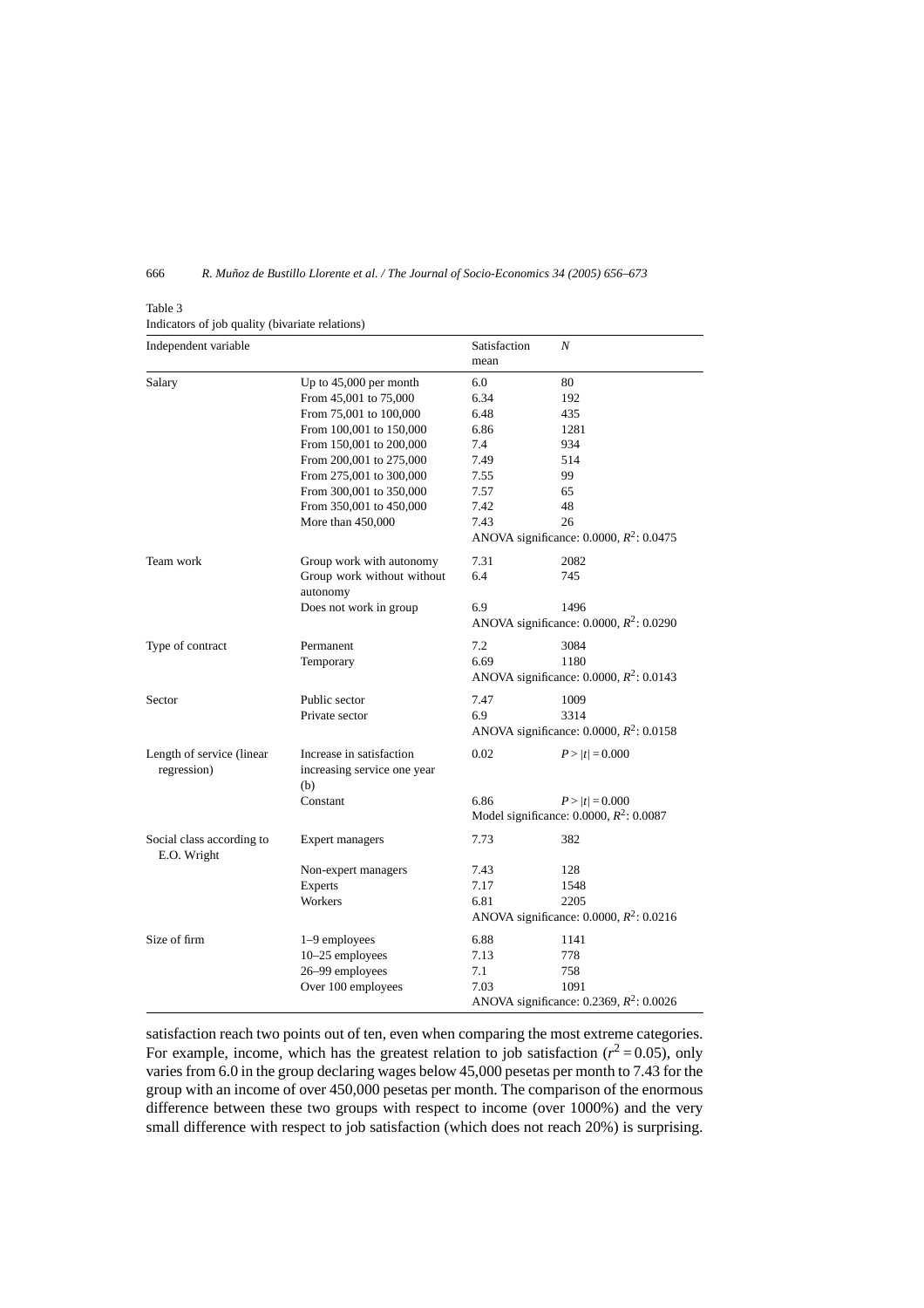Table 3
Indicators of job quality (bivariate relations)

| Independent variable | | Satisfaction mean | $N$ |
|---|---|---|---|
| Salary | Up to 45,000 per month | 6.0 | 80 |
| | From 45,001 to 75,000 | 6.34 | 192 |
| | From 75,001 to 100,000 | 6.48 | 435 |
| | From 100,001 to 150,000 | 6.86 | 1281 |
| | From 150,001 to 200,000 | 7.4 | 934 |
| | From 200,001 to 275,000 | 7.49 | 514 |
| | From 275,001 to 300,000 | 7.55 | 99 |
| | From 300,001 to 350,000 | 7.57 | 65 |
| | From 350,001 to 450,000 | 7.42 | 48 |
| | More than 450,000 | 7.43 | 26 |
| | | ANOVA significance: 0.0000, $R^2$: 0.0475 | |
| Team work | Group work with autonomy | 7.31 | 2082 |
| | Group work without without autonomy | 6.4 | 745 |
| | Does not work in group | 6.9 | 1496 |
| | | ANOVA significance: 0.0000, $R^2$: 0.0290 | |
| Type of contract | Permanent | 7.2 | 3084 |
| | Temporary | 6.69 | 1180 |
| | | ANOVA significance: 0.0000, $R^2$: 0.0143 | |
| Sector | Public sector | 7.47 | 1009 |
| | Private sector | 6.9 | 3314 |
| | | ANOVA significance: 0.0000, $R^2$: 0.0158 | |
| Length of service (linear regression) | Increase in satisfaction increasing service one year (b) | 0.02 | $P > \|t\| = 0.000$ |
| | Constant | 6.86 | $P > \|t\| = 0.000$ |
| | | Model significance: 0.0000, $R^2$: 0.0087 | |
| Social class according to E.O. Wright | Expert managers | 7.73 | 382 |
| | Non-expert managers | 7.43 | 128 |
| | Experts | 7.17 | 1548 |
| | Workers | 6.81 | 2205 |
| | | ANOVA significance: 0.0000, $R^2$: 0.0216 | |
| Size of firm | 1–9 employees | 6.88 | 1141 |
| | 10–25 employees | 7.13 | 778 |
| | 26–99 employees | 7.1 | 758 |
| | Over 100 employees | 7.03 | 1091 |
| | | ANOVA significance: 0.2369, $R^2$: 0.0026 | |

satisfaction reach two points out of ten, even when comparing the most extreme categories. For example, income, which has the greatest relation to job satisfaction ($r^2 = 0.05$), only varies from 6.0 in the group declaring wages below 45,000 pesetas per month to 7.43 for the group with an income of over 450,000 pesetas per month. The comparison of the enormous difference between these two groups with respect to income (over 1000%) and the very small difference with respect to job satisfaction (which does not reach 20%) is surprising.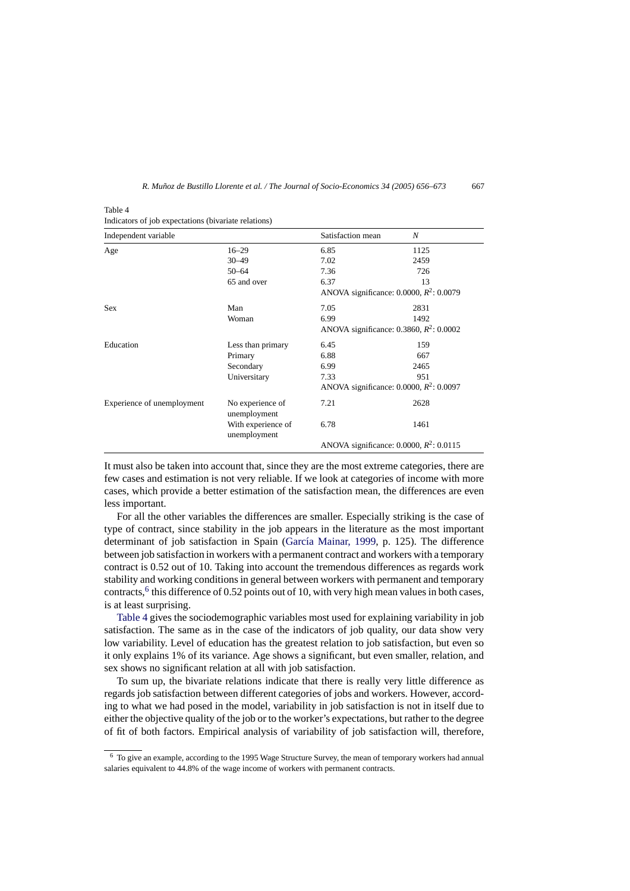Table 4
Indicators of job expectations (bivariate relations)

| Independent variable | | Satisfaction mean | $N$ |
|---|---|---|---|
| Age | 16–29 | 6.85 | 1125 |
| | 30–49 | 7.02 | 2459 |
| | 50–64 | 7.36 | 726 |
| | 65 and over | 6.37 | 13 |
| | | ANOVA significance: 0.0000, $R^2$: 0.0079 | |
| Sex | Man | 7.05 | 2831 |
| | Woman | 6.99 | 1492 |
| | | ANOVA significance: 0.3860, $R^2$: 0.0002 | |
| Education | Less than primary | 6.45 | 159 |
| | Primary | 6.88 | 667 |
| | Secondary | 6.99 | 2465 |
| | Universitary | 7.33 | 951 |
| | | ANOVA significance: 0.0000, $R^2$: 0.0097 | |
| Experience of unemployment | No experience of unemployment | 7.21 | 2628 |
| | With experience of unemployment | 6.78 | 1461 |
| | | ANOVA significance: 0.0000, $R^2$: 0.0115 | |

It must also be taken into account that, since they are the most extreme categories, there are few cases and estimation is not very reliable. If we look at categories of income with more cases, which provide a better estimation of the satisfaction mean, the differences are even less important.

For all the other variables the differences are smaller. Especially striking is the case of type of contract, since stability in the job appears in the literature as the most important determinant of job satisfaction in Spain (García Mainar, 1999, p. 125). The difference between job satisfaction in workers with a permanent contract and workers with a temporary contract is 0.52 out of 10. Taking into account the tremendous differences as regards work stability and working conditions in general between workers with permanent and temporary contracts,[6] this difference of 0.52 points out of 10, with very high mean values in both cases, is at least surprising.

Table 4 gives the sociodemographic variables most used for explaining variability in job satisfaction. The same as in the case of the indicators of job quality, our data show very low variability. Level of education has the greatest relation to job satisfaction, but even so it only explains 1% of its variance. Age shows a significant, but even smaller, relation, and sex shows no significant relation at all with job satisfaction.

To sum up, the bivariate relations indicate that there is really very little difference as regards job satisfaction between different categories of jobs and workers. However, according to what we had posed in the model, variability in job satisfaction is not in itself due to either the objective quality of the job or to the worker's expectations, but rather to the degree of fit of both factors. Empirical analysis of variability of job satisfaction will, therefore,

[6] To give an example, according to the 1995 Wage Structure Survey, the mean of temporary workers had annual salaries equivalent to 44.8% of the wage income of workers with permanent contracts.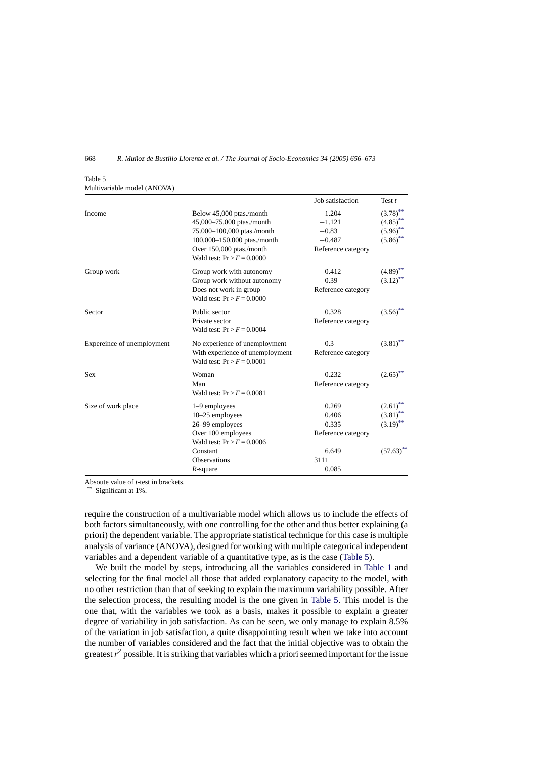Table 5
Multivariable model (ANOVA)

| | | Job satisfaction | Test *t* |
|---|---|---|---|
| Income | Below 45,000 ptas./month | −1.204 | (3.78)** |
| | 45,000–75,000 ptas./month | −1.121 | (4.85)** |
| | 75.000–100,000 ptas./month | −0.83 | (5.96)** |
| | 100,000–150,000 ptas./month | −0.487 | (5.86)** |
| | Over 150,000 ptas./month | Reference category | |
| | Wald test: Pr > *F* = 0.0000 | | |
| Group work | Group work with autonomy | 0.412 | (4.89)** |
| | Group work without autonomy | −0.39 | (3.12)** |
| | Does not work in group | Reference category | |
| | Wald test: Pr > *F* = 0.0000 | | |
| Sector | Public sector | 0.328 | (3.56)** |
| | Private sector | Reference category | |
| | Wald test: Pr > *F* = 0.0004 | | |
| Expereince of unemployment | No experience of unemployment | 0.3 | (3.81)** |
| | With experience of unemployment | Reference category | |
| | Wald test: Pr > *F* = 0.0001 | | |
| Sex | Woman | 0.232 | (2.65)** |
| | Man | Reference category | |
| | Wald test: Pr > *F* = 0.0081 | | |
| Size of work place | 1–9 employees | 0.269 | (2.61)** |
| | 10–25 employees | 0.406 | (3.81)** |
| | 26–99 employees | 0.335 | (3.19)** |
| | Over 100 employees | Reference category | |
| | Wald test: Pr > *F* = 0.0006 | | |
| | Constant | 6.649 | (57.63)** |
| | Observations | 3111 | |
| | *R*-square | 0.085 | |

Absoute value of *t*-test in brackets.
** Significant at 1%.

require the construction of a multivariable model which allows us to include the effects of both factors simultaneously, with one controlling for the other and thus better explaining (a priori) the dependent variable. The appropriate statistical technique for this case is multiple analysis of variance (ANOVA), designed for working with multiple categorical independent variables and a dependent variable of a quantitative type, as is the case (Table 5).

We built the model by steps, introducing all the variables considered in Table 1 and selecting for the final model all those that added explanatory capacity to the model, with no other restriction than that of seeking to explain the maximum variability possible. After the selection process, the resulting model is the one given in Table 5. This model is the one that, with the variables we took as a basis, makes it possible to explain a greater degree of variability in job satisfaction. As can be seen, we only manage to explain 8.5% of the variation in job satisfaction, a quite disappointing result when we take into account the number of variables considered and the fact that the initial objective was to obtain the greatest $r^2$ possible. It is striking that variables which a priori seemed important for the issue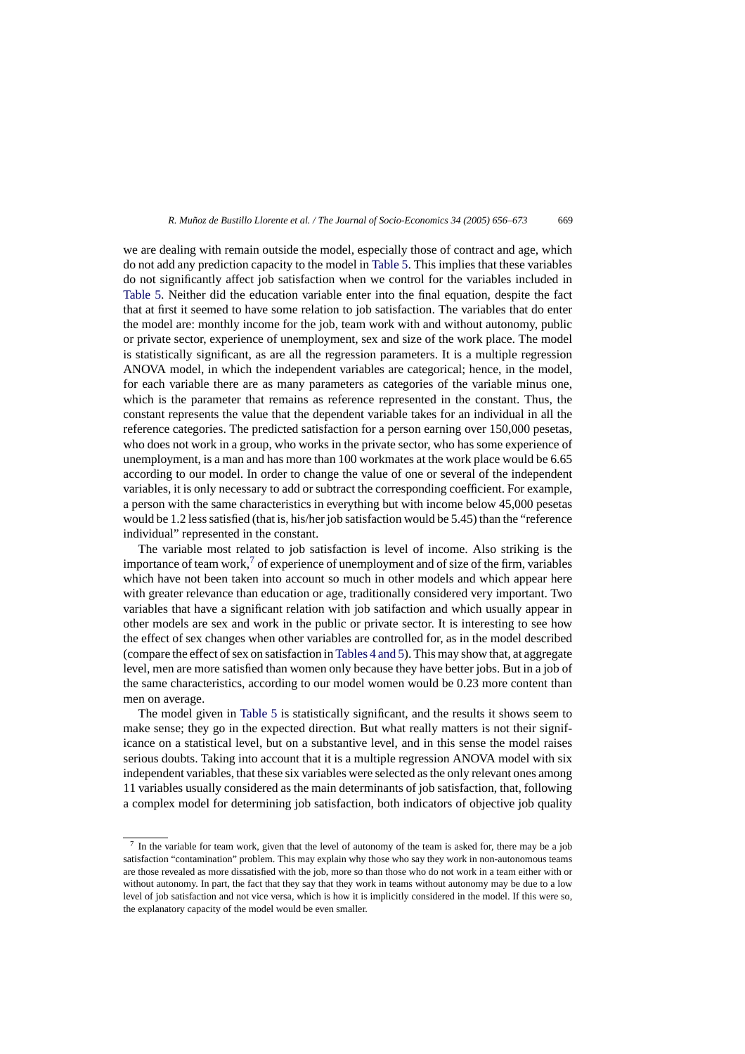we are dealing with remain outside the model, especially those of contract and age, which do not add any prediction capacity to the model in Table 5. This implies that these variables do not significantly affect job satisfaction when we control for the variables included in Table 5. Neither did the education variable enter into the final equation, despite the fact that at first it seemed to have some relation to job satisfaction. The variables that do enter the model are: monthly income for the job, team work with and without autonomy, public or private sector, experience of unemployment, sex and size of the work place. The model is statistically significant, as are all the regression parameters. It is a multiple regression ANOVA model, in which the independent variables are categorical; hence, in the model, for each variable there are as many parameters as categories of the variable minus one, which is the parameter that remains as reference represented in the constant. Thus, the constant represents the value that the dependent variable takes for an individual in all the reference categories. The predicted satisfaction for a person earning over 150,000 pesetas, who does not work in a group, who works in the private sector, who has some experience of unemployment, is a man and has more than 100 workmates at the work place would be 6.65 according to our model. In order to change the value of one or several of the independent variables, it is only necessary to add or subtract the corresponding coefficient. For example, a person with the same characteristics in everything but with income below 45,000 pesetas would be 1.2 less satisfied (that is, his/her job satisfaction would be 5.45) than the "reference individual" represented in the constant.

The variable most related to job satisfaction is level of income. Also striking is the importance of team work,[7] of experience of unemployment and of size of the firm, variables which have not been taken into account so much in other models and which appear here with greater relevance than education or age, traditionally considered very important. Two variables that have a significant relation with job satifaction and which usually appear in other models are sex and work in the public or private sector. It is interesting to see how the effect of sex changes when other variables are controlled for, as in the model described (compare the effect of sex on satisfaction in Tables 4 and 5). This may show that, at aggregate level, men are more satisfied than women only because they have better jobs. But in a job of the same characteristics, according to our model women would be 0.23 more content than men on average.

The model given in Table 5 is statistically significant, and the results it shows seem to make sense; they go in the expected direction. But what really matters is not their significance on a statistical level, but on a substantive level, and in this sense the model raises serious doubts. Taking into account that it is a multiple regression ANOVA model with six independent variables, that these six variables were selected as the only relevant ones among 11 variables usually considered as the main determinants of job satisfaction, that, following a complex model for determining job satisfaction, both indicators of objective job quality

[7] In the variable for team work, given that the level of autonomy of the team is asked for, there may be a job satisfaction "contamination" problem. This may explain why those who say they work in non-autonomous teams are those revealed as more dissatisfied with the job, more so than those who do not work in a team either with or without autonomy. In part, the fact that they say that they work in teams without autonomy may be due to a low level of job satisfaction and not vice versa, which is how it is implicitly considered in the model. If this were so, the explanatory capacity of the model would be even smaller.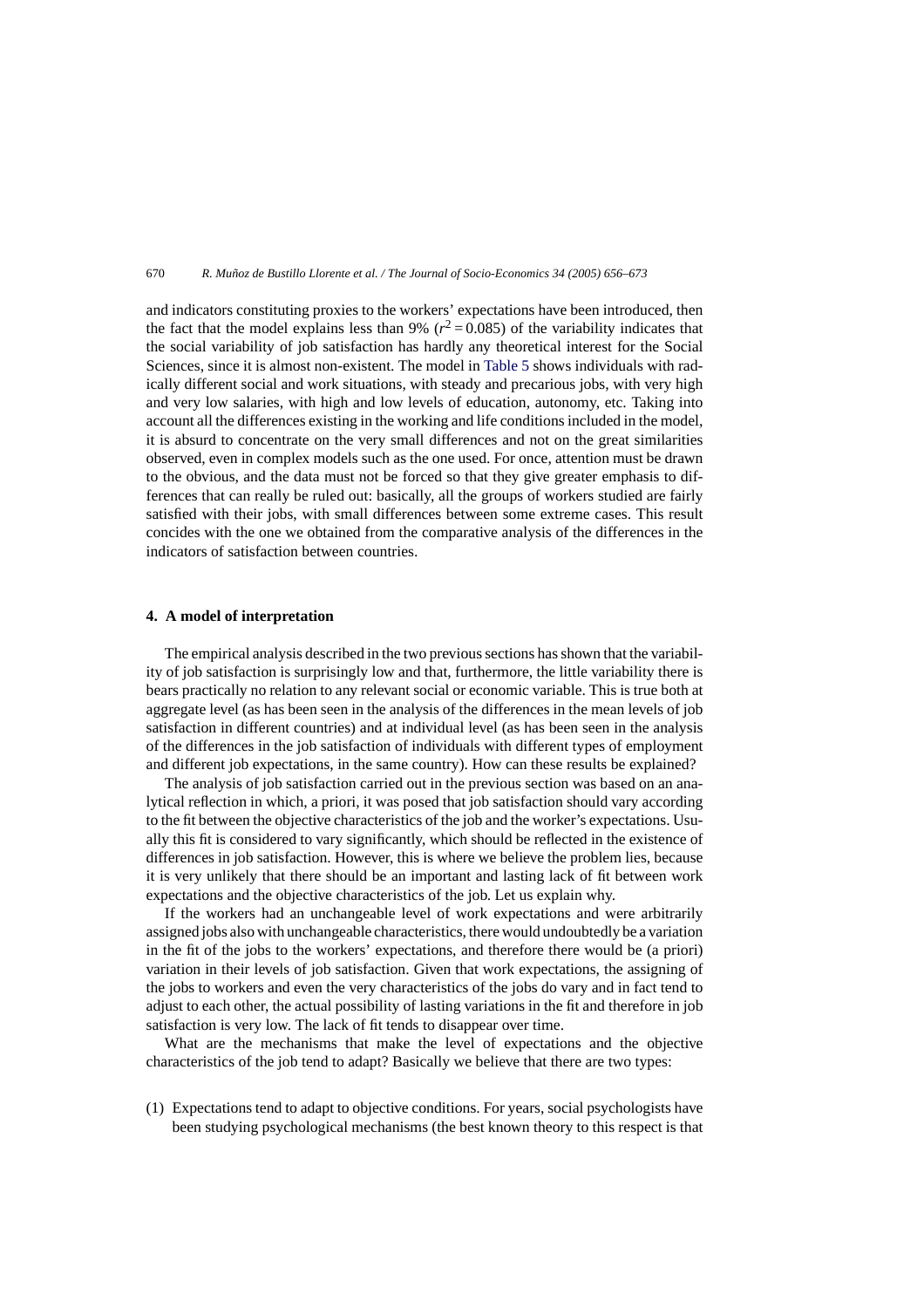and indicators constituting proxies to the workers' expectations have been introduced, then the fact that the model explains less than 9% ($r^2 = 0.085$) of the variability indicates that the social variability of job satisfaction has hardly any theoretical interest for the Social Sciences, since it is almost non-existent. The model in Table 5 shows individuals with radically different social and work situations, with steady and precarious jobs, with very high and very low salaries, with high and low levels of education, autonomy, etc. Taking into account all the differences existing in the working and life conditions included in the model, it is absurd to concentrate on the very small differences and not on the great similarities observed, even in complex models such as the one used. For once, attention must be drawn to the obvious, and the data must not be forced so that they give greater emphasis to differences that can really be ruled out: basically, all the groups of workers studied are fairly satisfied with their jobs, with small differences between some extreme cases. This result concides with the one we obtained from the comparative analysis of the differences in the indicators of satisfaction between countries.

## 4. A model of interpretation

The empirical analysis described in the two previous sections has shown that the variability of job satisfaction is surprisingly low and that, furthermore, the little variability there is bears practically no relation to any relevant social or economic variable. This is true both at aggregate level (as has been seen in the analysis of the differences in the mean levels of job satisfaction in different countries) and at individual level (as has been seen in the analysis of the differences in the job satisfaction of individuals with different types of employment and different job expectations, in the same country). How can these results be explained?

The analysis of job satisfaction carried out in the previous section was based on an analytical reflection in which, a priori, it was posed that job satisfaction should vary according to the fit between the objective characteristics of the job and the worker's expectations. Usually this fit is considered to vary significantly, which should be reflected in the existence of differences in job satisfaction. However, this is where we believe the problem lies, because it is very unlikely that there should be an important and lasting lack of fit between work expectations and the objective characteristics of the job. Let us explain why.

If the workers had an unchangeable level of work expectations and were arbitrarily assigned jobs also with unchangeable characteristics, there would undoubtedly be a variation in the fit of the jobs to the workers' expectations, and therefore there would be (a priori) variation in their levels of job satisfaction. Given that work expectations, the assigning of the jobs to workers and even the very characteristics of the jobs do vary and in fact tend to adjust to each other, the actual possibility of lasting variations in the fit and therefore in job satisfaction is very low. The lack of fit tends to disappear over time.

What are the mechanisms that make the level of expectations and the objective characteristics of the job tend to adapt? Basically we believe that there are two types:

(1) Expectations tend to adapt to objective conditions. For years, social psychologists have been studying psychological mechanisms (the best known theory to this respect is that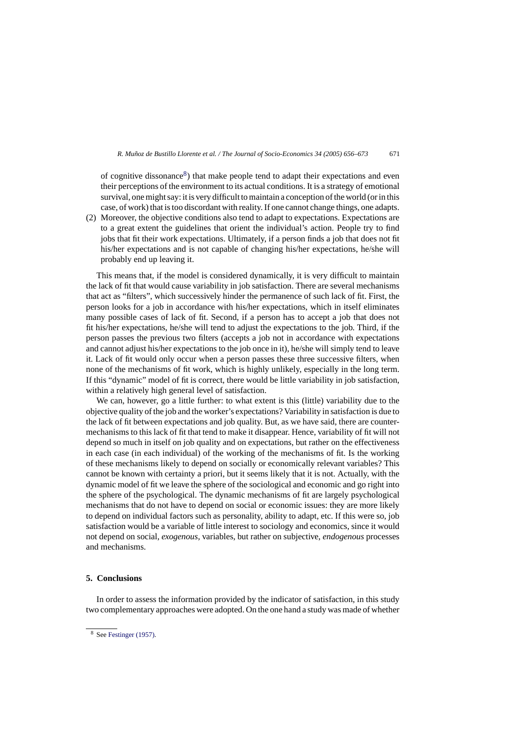of cognitive dissonance[8]) that make people tend to adapt their expectations and even their perceptions of the environment to its actual conditions. It is a strategy of emotional survival, one might say: it is very difficult to maintain a conception of the world (or in this case, of work) that is too discordant with reality. If one cannot change things, one adapts.

(2) Moreover, the objective conditions also tend to adapt to expectations. Expectations are to a great extent the guidelines that orient the individual's action. People try to find jobs that fit their work expectations. Ultimately, if a person finds a job that does not fit his/her expectations and is not capable of changing his/her expectations, he/she will probably end up leaving it.

This means that, if the model is considered dynamically, it is very difficult to maintain the lack of fit that would cause variability in job satisfaction. There are several mechanisms that act as "filters", which successively hinder the permanence of such lack of fit. First, the person looks for a job in accordance with his/her expectations, which in itself eliminates many possible cases of lack of fit. Second, if a person has to accept a job that does not fit his/her expectations, he/she will tend to adjust the expectations to the job. Third, if the person passes the previous two filters (accepts a job not in accordance with expectations and cannot adjust his/her expectations to the job once in it), he/she will simply tend to leave it. Lack of fit would only occur when a person passes these three successive filters, when none of the mechanisms of fit work, which is highly unlikely, especially in the long term. If this "dynamic" model of fit is correct, there would be little variability in job satisfaction, within a relatively high general level of satisfaction.

We can, however, go a little further: to what extent is this (little) variability due to the objective quality of the job and the worker's expectations? Variability in satisfaction is due to the lack of fit between expectations and job quality. But, as we have said, there are counter-mechanisms to this lack of fit that tend to make it disappear. Hence, variability of fit will not depend so much in itself on job quality and on expectations, but rather on the effectiveness in each case (in each individual) of the working of the mechanisms of fit. Is the working of these mechanisms likely to depend on socially or economically relevant variables? This cannot be known with certainty a priori, but it seems likely that it is not. Actually, with the dynamic model of fit we leave the sphere of the sociological and economic and go right into the sphere of the psychological. The dynamic mechanisms of fit are largely psychological mechanisms that do not have to depend on social or economic issues: they are more likely to depend on individual factors such as personality, ability to adapt, etc. If this were so, job satisfaction would be a variable of little interest to sociology and economics, since it would not depend on social, *exogenous*, variables, but rather on subjective, *endogenous* processes and mechanisms.

## 5. Conclusions

In order to assess the information provided by the indicator of satisfaction, in this study two complementary approaches were adopted. On the one hand a study was made of whether

[8] See Festinger (1957).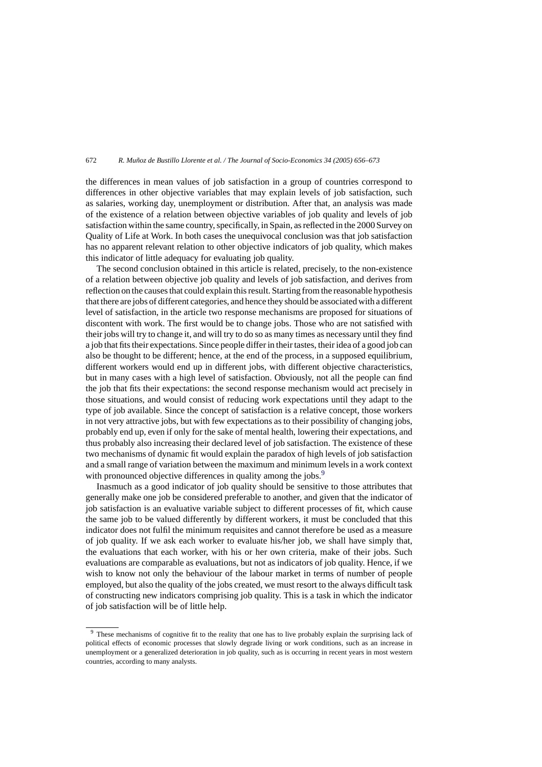the differences in mean values of job satisfaction in a group of countries correspond to differences in other objective variables that may explain levels of job satisfaction, such as salaries, working day, unemployment or distribution. After that, an analysis was made of the existence of a relation between objective variables of job quality and levels of job satisfaction within the same country, specifically, in Spain, as reflected in the 2000 Survey on Quality of Life at Work. In both cases the unequivocal conclusion was that job satisfaction has no apparent relevant relation to other objective indicators of job quality, which makes this indicator of little adequacy for evaluating job quality.

The second conclusion obtained in this article is related, precisely, to the non-existence of a relation between objective job quality and levels of job satisfaction, and derives from reflection on the causes that could explain this result. Starting from the reasonable hypothesis that there are jobs of different categories, and hence they should be associated with a different level of satisfaction, in the article two response mechanisms are proposed for situations of discontent with work. The first would be to change jobs. Those who are not satisfied with their jobs will try to change it, and will try to do so as many times as necessary until they find a job that fits their expectations. Since people differ in their tastes, their idea of a good job can also be thought to be different; hence, at the end of the process, in a supposed equilibrium, different workers would end up in different jobs, with different objective characteristics, but in many cases with a high level of satisfaction. Obviously, not all the people can find the job that fits their expectations: the second response mechanism would act precisely in those situations, and would consist of reducing work expectations until they adapt to the type of job available. Since the concept of satisfaction is a relative concept, those workers in not very attractive jobs, but with few expectations as to their possibility of changing jobs, probably end up, even if only for the sake of mental health, lowering their expectations, and thus probably also increasing their declared level of job satisfaction. The existence of these two mechanisms of dynamic fit would explain the paradox of high levels of job satisfaction and a small range of variation between the maximum and minimum levels in a work context with pronounced objective differences in quality among the jobs.[9]

Inasmuch as a good indicator of job quality should be sensitive to those attributes that generally make one job be considered preferable to another, and given that the indicator of job satisfaction is an evaluative variable subject to different processes of fit, which cause the same job to be valued differently by different workers, it must be concluded that this indicator does not fulfil the minimum requisites and cannot therefore be used as a measure of job quality. If we ask each worker to evaluate his/her job, we shall have simply that, the evaluations that each worker, with his or her own criteria, make of their jobs. Such evaluations are comparable as evaluations, but not as indicators of job quality. Hence, if we wish to know not only the behaviour of the labour market in terms of number of people employed, but also the quality of the jobs created, we must resort to the always difficult task of constructing new indicators comprising job quality. This is a task in which the indicator of job satisfaction will be of little help.

[9] These mechanisms of cognitive fit to the reality that one has to live probably explain the surprising lack of political effects of economic processes that slowly degrade living or work conditions, such as an increase in unemployment or a generalized deterioration in job quality, such as is occurring in recent years in most western countries, according to many analysts.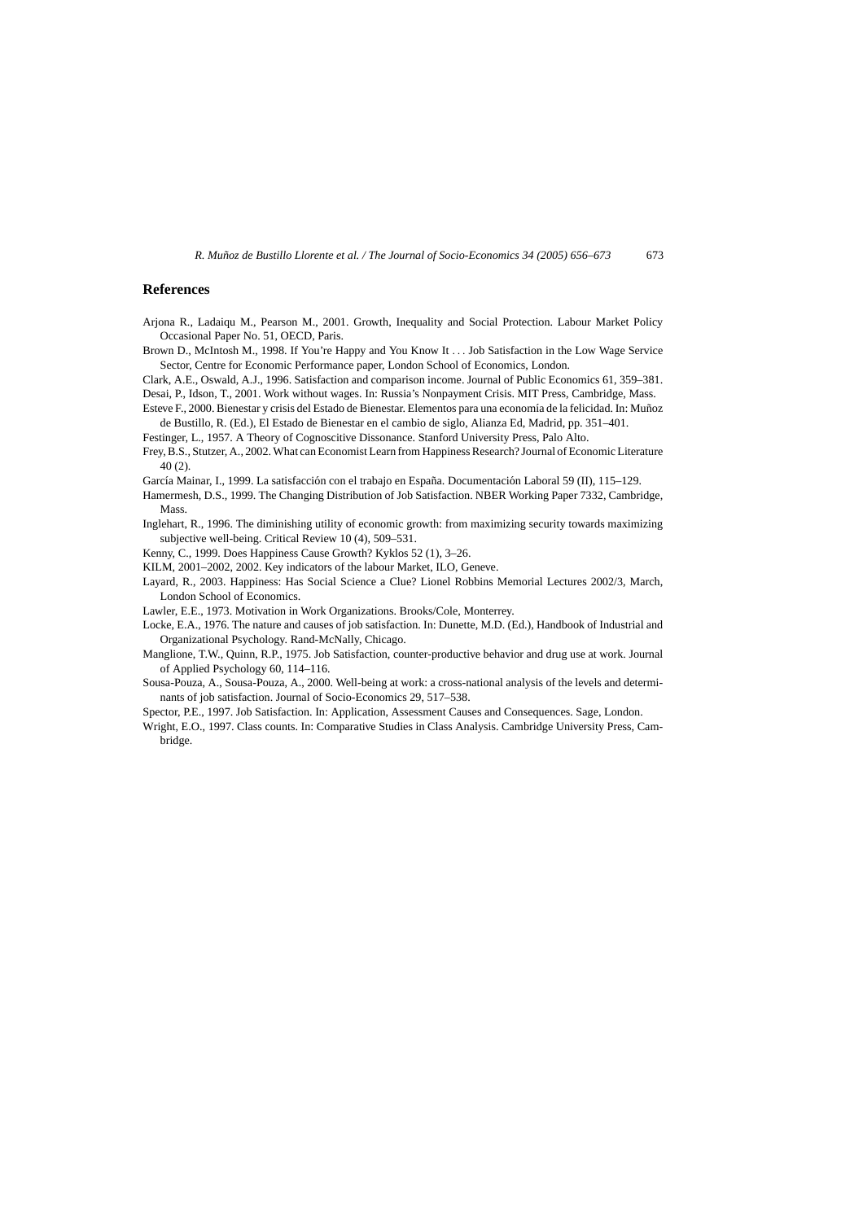## References

Arjona R., Ladaiqu M., Pearson M., 2001. Growth, Inequality and Social Protection. Labour Market Policy Occasional Paper No. 51, OECD, Paris.

Brown D., McIntosh M., 1998. If You're Happy and You Know It . . . Job Satisfaction in the Low Wage Service Sector, Centre for Economic Performance paper, London School of Economics, London.

Clark, A.E., Oswald, A.J., 1996. Satisfaction and comparison income. Journal of Public Economics 61, 359–381.

Desai, P., Idson, T., 2001. Work without wages. In: Russia's Nonpayment Crisis. MIT Press, Cambridge, Mass.

Esteve F., 2000. Bienestar y crisis del Estado de Bienestar. Elementos para una economía de la felicidad. In: Muñoz de Bustillo, R. (Ed.), El Estado de Bienestar en el cambio de siglo, Alianza Ed, Madrid, pp. 351–401.

Festinger, L., 1957. A Theory of Cognoscitive Dissonance. Stanford University Press, Palo Alto.

Frey, B.S., Stutzer, A., 2002. What can Economist Learn from Happiness Research? Journal of Economic Literature 40 (2).

García Mainar, I., 1999. La satisfacción con el trabajo en España. Documentación Laboral 59 (II), 115–129.

Hamermesh, D.S., 1999. The Changing Distribution of Job Satisfaction. NBER Working Paper 7332, Cambridge, Mass.

Inglehart, R., 1996. The diminishing utility of economic growth: from maximizing security towards maximizing subjective well-being. Critical Review 10 (4), 509–531.

Kenny, C., 1999. Does Happiness Cause Growth? Kyklos 52 (1), 3–26.

KILM, 2001–2002, 2002. Key indicators of the labour Market, ILO, Geneve.

Layard, R., 2003. Happiness: Has Social Science a Clue? Lionel Robbins Memorial Lectures 2002/3, March, London School of Economics.

Lawler, E.E., 1973. Motivation in Work Organizations. Brooks/Cole, Monterrey.

Locke, E.A., 1976. The nature and causes of job satisfaction. In: Dunette, M.D. (Ed.), Handbook of Industrial and Organizational Psychology. Rand-McNally, Chicago.

Manglione, T.W., Quinn, R.P., 1975. Job Satisfaction, counter-productive behavior and drug use at work. Journal of Applied Psychology 60, 114–116.

Sousa-Pouza, A., Sousa-Pouza, A., 2000. Well-being at work: a cross-national analysis of the levels and determinants of job satisfaction. Journal of Socio-Economics 29, 517–538.

Spector, P.E., 1997. Job Satisfaction. In: Application, Assessment Causes and Consequences. Sage, London.

Wright, E.O., 1997. Class counts. In: Comparative Studies in Class Analysis. Cambridge University Press, Cambridge.